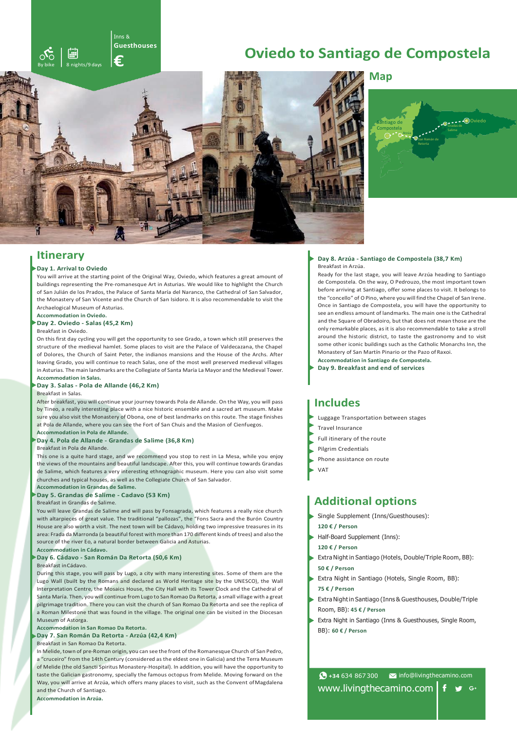By bike | 8 nights/9 days | Inns & Guesthouses | €

# Oviedo to Santiago de Compostela

## Map

## Itinerary

**Day 1. Arrival to Oviedo**

You will arrive at the starting point of the Original Way, Oviedo, which features a great amount of buildings representing the Pre-romanesque Art in Asturias. We would like to highlight the Church of San Julián de los Prados, the Palace of Santa María del Naranco, the Cathedral of San Salvador, the Monastery of San Vicente and the Church of San Isidoro. It is also recommendable to visit the Archaeological Museum of Asturias.

**Accommodation in Oviedo.**

**Day 2. Oviedo - Salas (45,2 Km)**

Breakfast in Oviedo.

On this first day cycling you will get the opportunity to see Grado, a town which still preserves the structure of the medieval hamlet. Some places to visit are the Palace of Valdecazana, the Chapel of Dolores, the Church of Saint Peter, the indianos mansions and the House of the Archs. After leaving Grado, you will continue to reach Salas, one of the most well preserved medieval villages in Asturias. The main landmarks are the Collegiate of Santa María La Mayor and the Medieval Tower.

**Accommodation in Salas.**

**Day 3. Salas - Pola de Allande (46,2 Km)**

Breakfast in Salas.

After breakfast, you will continue your journey towards Pola de Allande. On the Way, you will pass by Tineo, a really interesting place with a nice historic ensemble and a sacred art museum. Make sure you also visit the Monastery of Obona, one of best landmarks on this route. The stage finishes at Pola de Allande, where you can see the Fort of San Chuis and the Masion of Cienfuegos.

**Accommodation in Pola de Allande.**

**Day 4. Pola de Allande - Grandas de Salime (36,8 Km)**

Breakfast in Pola de Allande.

This one is a quite hard stage, and we recommend you stop to rest in La Mesa, while you enjoy the views of the mountains and beautiful landscape. After this, you will continue towards Grandas de Salime, which features a very interesting ethnographic museum. Here you can also visit some churches and typical houses, as well as the Collegiate Church of San Salvador.

**Accommodation in Grandas de Salime.**

**Day 5. Grandas de Salime - Cadavo (53 Km)**

Breakfast in Grandas de Salime.

You will leave Grandas de Salime and will pass by Fonsagrada, which features a really nice church with altarpieces of great value. The traditional "pallozas", the "Fons Sacra and the Burón Country House are also worth a visit. The next town will be Cádavo, holding two impressive treasures in its area: Frada da Marronda (a beautiful forest with more than 170 different kinds of trees) and also the source of the river Eo, a natural border between Galicia and Asturias.

**Accommodation in Cádavo.**

**Day 6. Cádavo - San Román Da Retorta (50,6 Km)**

Breakfast in Cádavo.

During this stage, you will pass by Lugo, a city with many interesting sites. Some of them are the Lugo Wall (built by the Romans and declared as World Heritage site by the UNESCO), the Wall Interpretation Centre, the Mosaics House, the City Hall with its Tower Clock and the Cathedral of Santa María. Then, you will continue from Lugo to San Romao Da Retorta, a small village with a great pilgrimage tradition. There you can visit the church of San Romao Da Retorta and see the replica of a Roman Milestone that was found in the village. The original one can be visited in the Diocesan Museum of Astorga.

**Accommodation in San Romao Da Retorta.**

**Day 7. San Román Da Retorta - Arzúa (42,4 Km)**

Breakfast in San Romao Da Retorta.

In Melide, town of pre-Roman origin, you can see the front of the Romanesque Church of San Pedro, a "cruceiro" from the 14th Century (considered as the eldest one in Galicia) and the Terra Museum of Melide (the old Sancti Spiritus Monastery-Hospital). In addition, you will have the opportunity to taste the Galician gastronomy, specially the famous octopus from Melide. Moving forward on the Way, you will arrive at Arzúa, which offers many places to visit, such as the Convent of Magdalena and the Church of Santiago.

**Accommodation in Arzúa.**

**Day 8. Arzúa - Santiago de Compostela (38,7 Km)**

Breakfast in Arzúa.

Ready for the last stage, you will leave Arzúa heading to Santiago de Compostela. On the way, O Pedrouzo, the most important town before arriving at Santiago, offer some places to visit. It belongs to the "concello" of O Pino, where you will find the Chapel of San Irene. Once in Santiago de Compostela, you will have the opportunity to see an endless amount of landmarks. The main one is the Cathedral and the Square of Obradoiro, but that does not mean those are the only remarkable places, as it is also recommendable to take a stroll around the historic district, to taste the gastronomy and to visit some other iconic buildings such as the Catholic Monarchs Inn, the Monastery of San Martín Pinario or the Pazo of Raxoi.

**Accommodation in Santiago de Compostela.**

**Day 9. Breakfast and end of services**

## Includes

- Luggage Transportation between stages
- Travel Insurance
- Full itinerary of the route
- Pilgrim Credentials
- Phone assistance on route
- VAT

## Additional options

- Single Supplement (Inns/Guesthouses): **120 € / Person**
- Half-Board Supplement (Inns): **120 € / Person**
- Extra Night in Santiago (Hotels, Double/Triple Room, BB): **50 € / Person**
- Extra Night in Santiago (Hotels, Single Room, BB): **75 € / Person**
- Extra Night in Santiago (Inns & Guesthouses, Double/Triple Room, BB): **45 € / Person**
- Extra Night in Santiago (Inns & Guesthouses, Single Room, BB): **60 € / Person**

+34 634 867 300 | info@livingthecamino.com

www.livingthecamino.com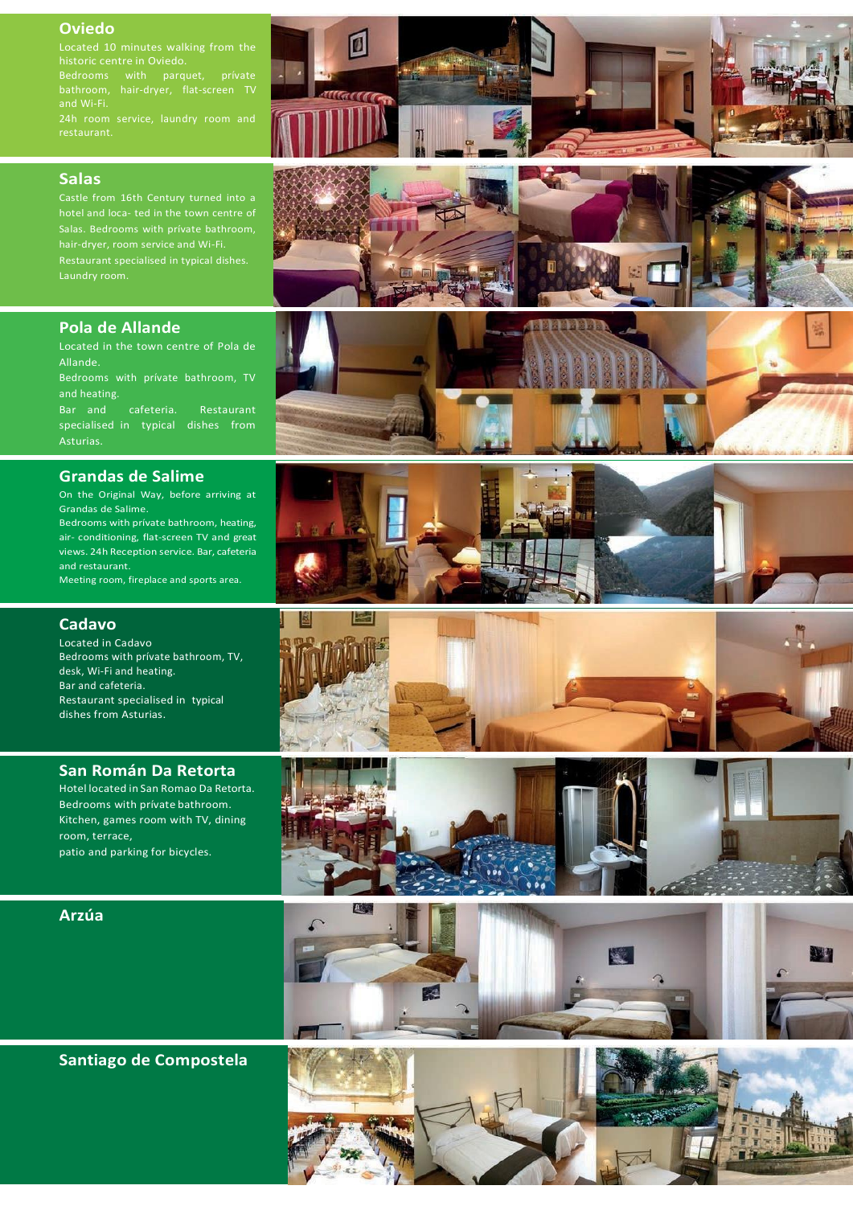## Oviedo

Located 10 minutes walking from the historic centre in Oviedo.

Bedrooms with parquet, private bathroom, hair-dryer, flat-screen TV and Wi-Fi.

24h room service, laundry room and restaurant.

## Salas

Castle from 16th Century turned into a hotel and loca- ted in the town centre of Salas. Bedrooms with private bathroom, hair-dryer, room service and Wi-Fi.

Restaurant specialised in typical dishes.

Laundry room.

## Pola de Allande

Located in the town centre of Pola de Allande.

Bedrooms with private bathroom, TV and heating.

Bar and cafeteria. Restaurant specialised in typical dishes from Asturias.

## Grandas de Salime

On the Original Way, before arriving at Grandas de Salime.

Bedrooms with prívate bathroom, heating, air- conditioning, flat-screen TV and great views. 24h Reception service. Bar, cafeteria and restaurant.

Meeting room, fireplace and sports area.

## Cadavo

Located in Cadavo

Bedrooms with prívate bathroom, TV, desk, Wi-Fi and heating.

Bar and cafeteria.

Restaurant specialised in typical dishes from Asturias.

## San Román Da Retorta

Hotel located in San Romao Da Retorta.

Bedrooms with prívate bathroom.

Kitchen, games room with TV, dining room, terrace,

patio and parking for bicycles.

## Arzúa

## Santiago de Compostela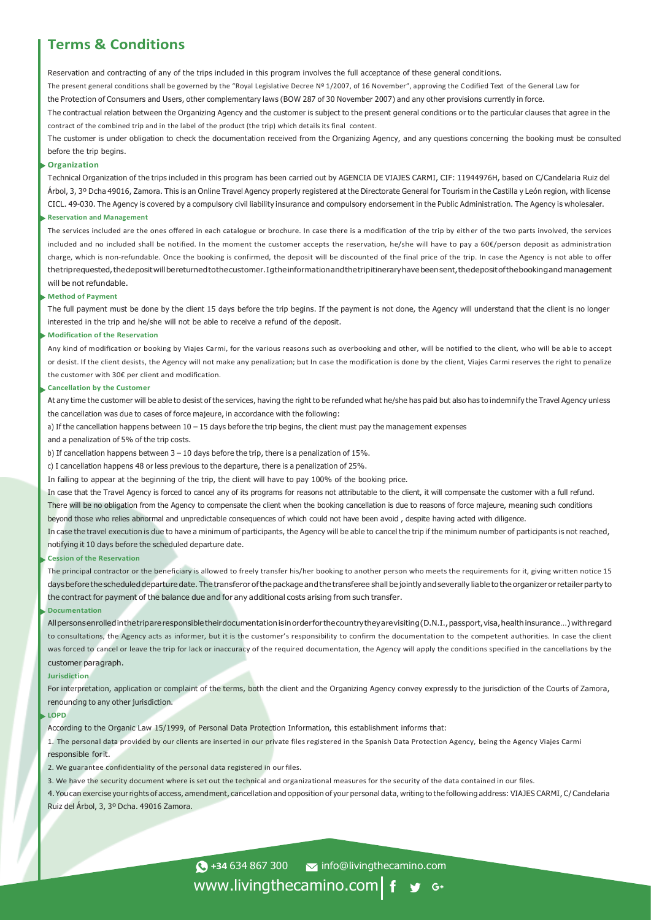# Terms & Conditions

Reservation and contracting of any of the trips included in this program involves the full acceptance of these general conditions.

The present general conditions shall be governed by the "Royal Legislative Decree Nº 1/2007, of 16 November", approving the Codified Text of the General Law for the Protection of Consumers and Users, other complementary laws (BOW 287 of 30 November 2007) and any other provisions currently in force.

The contractual relation between the Organizing Agency and the customer is subject to the present general conditions or to the particular clauses that agree in the contract of the combined trip and in the label of the product (the trip) which details its final content.

The customer is under obligation to check the documentation received from the Organizing Agency, and any questions concerning the booking must be consulted before the trip begins.

## Organization

Technical Organization of the trips included in this program has been carried out by AGENCIA DE VIAJES CARMI, CIF: 11944976H, based on C/Candelaria Ruiz del Árbol, 3, 3º Dcha 49016, Zamora. This is an Online Travel Agency properly registered at the Directorate General for Tourism in the Castilla y León region, with license CICL. 49-030. The Agency is covered by a compulsory civil liability insurance and compulsory endorsement in the Public Administration. The Agency is wholesaler.

## Reservation and Management

The services included are the ones offered in each catalogue or brochure. In case there is a modification of the trip by either of the two parts involved, the services included and no included shall be notified. In the moment the customer accepts the reservation, he/she will have to pay a 60€/person deposit as administration charge, which is non-refundable. Once the booking is confirmed, the deposit will be discounted of the final price of the trip. In case the Agency is not able to offer the trip requested, the deposit will be returned to the customer. Ig the information and the trip itinerary have been sent, the deposit of the booking and management will be not refundable.

## Method of Payment

The full payment must be done by the client 15 days before the trip begins. If the payment is not done, the Agency will understand that the client is no longer interested in the trip and he/she will not be able to receive a refund of the deposit.

## Modification of the Reservation

Any kind of modification or booking by Viajes Carmi, for the various reasons such as overbooking and other, will be notified to the client, who will be able to accept or desist. If the client desists, the Agency will not make any penalization; but In case the modification is done by the client, Viajes Carmi reserves the right to penalize the customer with 30€ per client and modification.

## Cancellation by the Customer

At any time the customer will be able to desist of the services, having the right to be refunded what he/she has paid but also has to indemnify the Travel Agency unless the cancellation was due to cases of force majeure, in accordance with the following:

a) If the cancellation happens between 10 – 15 days before the trip begins, the client must pay the management expenses and a penalization of 5% of the trip costs.

b) If cancellation happens between 3 – 10 days before the trip, there is a penalization of 15%.

c) I cancellation happens 48 or less previous to the departure, there is a penalization of 25%.

In failing to appear at the beginning of the trip, the client will have to pay 100% of the booking price.

In case that the Travel Agency is forced to cancel any of its programs for reasons not attributable to the client, it will compensate the customer with a full refund. There will be no obligation from the Agency to compensate the client when the booking cancellation is due to reasons of force majeure, meaning such conditions beyond those who relies abnormal and unpredictable consequences of which could not have been avoid , despite having acted with diligence.

In case the travel execution is due to have a minimum of participants, the Agency will be able to cancel the trip if the minimum number of participants is not reached, notifying it 10 days before the scheduled departure date.

## Cession of the Reservation

The principal contractor or the beneficiary is allowed to freely transfer his/her booking to another person who meets the requirements for it, giving written notice 15 days before the scheduled departure date. The transferor of the package and the transferee shall be jointly and severally liable to the organizer or retailer party to the contract for payment of the balance due and for any additional costs arising from such transfer.

## Documentation

All persons enrolled in the trip are responsible their documentation is in order for the country they are visiting (D.N.I., passport, visa, health insurance…) with regard to consultations, the Agency acts as informer, but it is the customer's responsibility to confirm the documentation to the competent authorities. In case the client was forced to cancel or leave the trip for lack or inaccuracy of the required documentation, the Agency will apply the conditions specified in the cancellations by the customer paragraph.

## Jurisdiction

For interpretation, application or complaint of the terms, both the client and the Organizing Agency convey expressly to the jurisdiction of the Courts of Zamora, renouncing to any other jurisdiction.

## LOPD

According to the Organic Law 15/1999, of Personal Data Protection Information, this establishment informs that:

1. The personal data provided by our clients are inserted in our private files registered in the Spanish Data Protection Agency, being the Agency Viajes Carmi responsible for it.
2. We guarantee confidentiality of the personal data registered in our files.
3. We have the security document where is set out the technical and organizational measures for the security of the data contained in our files.
4. You can exercise your rights of access, amendment, cancellation and opposition of your personal data, writing to the following address: VIAJES CARMI, C/ Candelaria Ruiz del Árbol, 3, 3º Dcha. 49016 Zamora.

+34 634 867 300 info@livingthecamino.com
www.livingthecamino.com